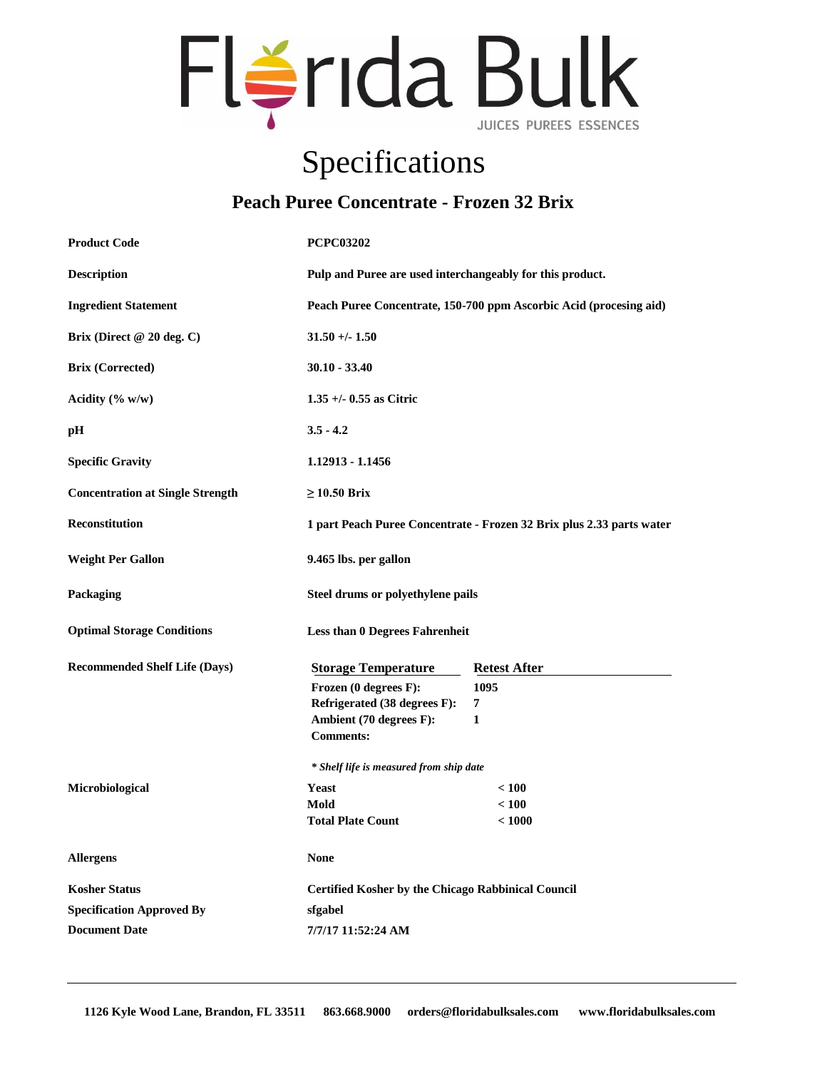# Florida Bulk

JUICES PUREES ESSENCES

# Specifications

## Peach Puree Concentrate - Frozen 32 Brix

| | |
|---|---|
| **Product Code** | **PCPC03202** |
| **Description** | **Pulp and Puree are used interchangeably for this product.** |
| **Ingredient Statement** | **Peach Puree Concentrate, 150-700 ppm Ascorbic Acid (procesing aid)** |
| **Brix (Direct @ 20 deg. C)** | **31.50 +/- 1.50** |
| **Brix (Corrected)** | **30.10 - 33.40** |
| **Acidity (% w/w)** | **1.35 +/- 0.55 as Citric** |
| **pH** | **3.5 - 4.2** |
| **Specific Gravity** | **1.12913 - 1.1456** |
| **Concentration at Single Strength** | **≥ 10.50 Brix** |
| **Reconstitution** | **1 part Peach Puree Concentrate - Frozen 32 Brix plus 2.33 parts water** |
| **Weight Per Gallon** | **9.465 lbs. per gallon** |
| **Packaging** | **Steel drums or polyethylene pails** |
| **Optimal Storage Conditions** | **Less than 0 Degrees Fahrenheit** |

**Recommended Shelf Life (Days)**

| Storage Temperature | Retest After |
|---|---|
| **Frozen (0 degrees F):** | **1095** |
| **Refrigerated (38 degrees F):** | **7** |
| **Ambient (70 degrees F):** | **1** |
| **Comments:** | |

***\* Shelf life is measured from ship date***

**Microbiological**

| | |
|---|---|
| **Yeast** | **< 100** |
| **Mold** | **< 100** |
| **Total Plate Count** | **< 1000** |

| | |
|---|---|
| **Allergens** | **None** |
| **Kosher Status** | **Certified Kosher by the Chicago Rabbinical Council** |
| **Specification Approved By** | **sfgabel** |
| **Document Date** | **7/7/17 11:52:24 AM** |

---

**1126 Kyle Wood Lane, Brandon, FL 33511   863.668.9000   orders@floridabulksales.com   www.floridabulksales.com**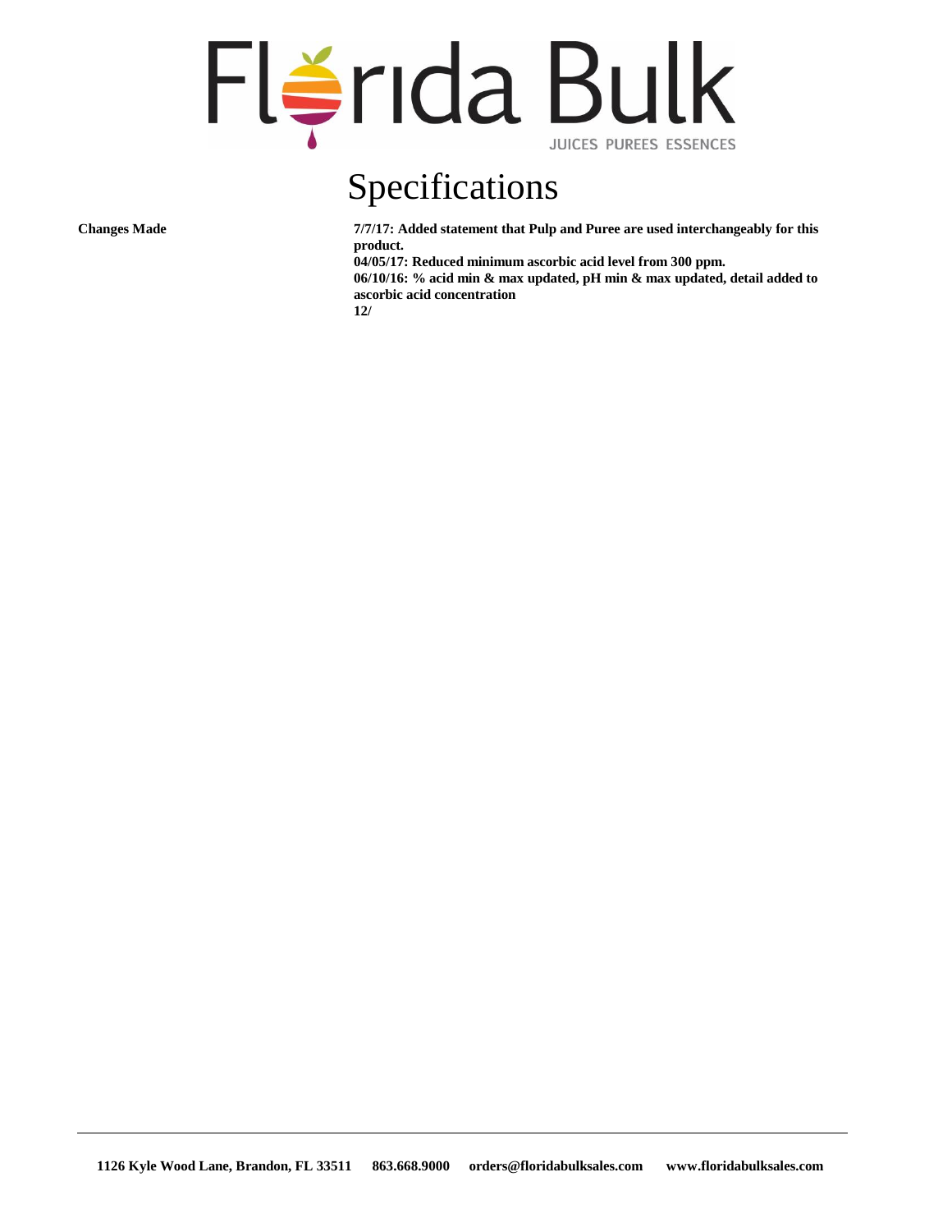# Specifications

| | |
|---|---|
| **Changes Made** | **7/7/17: Added statement that Pulp and Puree are used interchangeably for this product.**<br>**04/05/17: Reduced minimum ascorbic acid level from 300 ppm.**<br>**06/10/16: % acid min & max updated, pH min & max updated, detail added to ascorbic acid concentration**<br>**12/** |

**1126 Kyle Wood Lane, Brandon, FL 33511 863.668.9000 orders@floridabulksales.com www.floridabulksales.com**